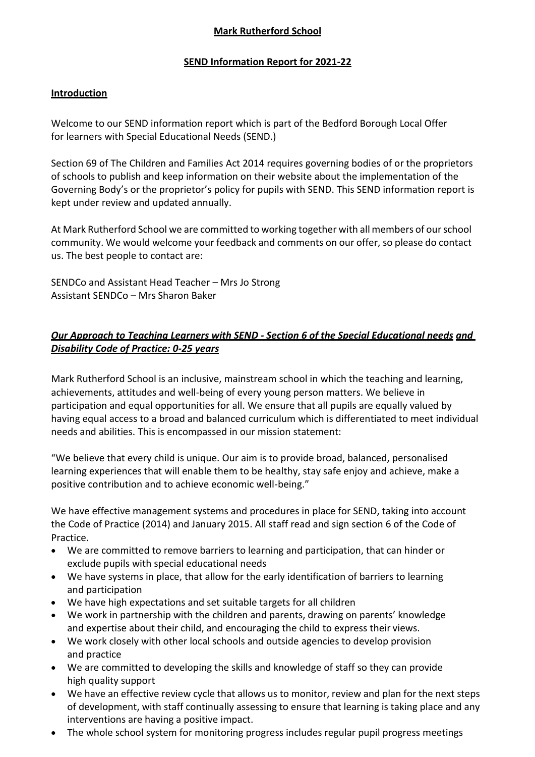# Mark Rutherford School

## SEND Information Report for 2021-22

### Introduction

Welcome to our SEND information report which is part of the Bedford Borough Local Offer for learners with Special Educational Needs (SEND.)

Section 69 of The Children and Families Act 2014 requires governing bodies of or the proprietors of schools to publish and keep information on their website about the implementation of the Governing Body's or the proprietor's policy for pupils with SEND. This SEND information report is kept under review and updated annually.

At Mark Rutherford School we are committed to working together with all members of our school community. We would welcome your feedback and comments on our offer, so please do contact us. The best people to contact are:

SENDCo and Assistant Head Teacher – Mrs Jo Strong
Assistant SENDCo – Mrs Sharon Baker

### *Our Approach to Teaching Learners with SEND - Section 6 of the Special Educational needs and Disability Code of Practice: 0-25 years*

Mark Rutherford School is an inclusive, mainstream school in which the teaching and learning, achievements, attitudes and well-being of every young person matters. We believe in participation and equal opportunities for all. We ensure that all pupils are equally valued by having equal access to a broad and balanced curriculum which is differentiated to meet individual needs and abilities. This is encompassed in our mission statement:

"We believe that every child is unique. Our aim is to provide broad, balanced, personalised learning experiences that will enable them to be healthy, stay safe enjoy and achieve, make a positive contribution and to achieve economic well-being."

We have effective management systems and procedures in place for SEND, taking into account the Code of Practice (2014) and January 2015. All staff read and sign section 6 of the Code of Practice.

- We are committed to remove barriers to learning and participation, that can hinder or exclude pupils with special educational needs
- We have systems in place, that allow for the early identification of barriers to learning and participation
- We have high expectations and set suitable targets for all children
- We work in partnership with the children and parents, drawing on parents' knowledge and expertise about their child, and encouraging the child to express their views.
- We work closely with other local schools and outside agencies to develop provision and practice
- We are committed to developing the skills and knowledge of staff so they can provide high quality support
- We have an effective review cycle that allows us to monitor, review and plan for the next steps of development, with staff continually assessing to ensure that learning is taking place and any interventions are having a positive impact.
- The whole school system for monitoring progress includes regular pupil progress meetings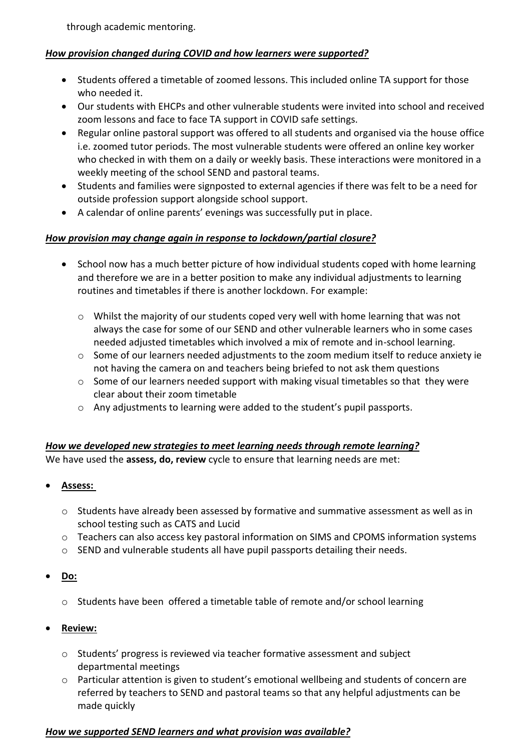through academic mentoring.

***How provision changed during COVID and how learners were supported?***

- Students offered a timetable of zoomed lessons. This included online TA support for those who needed it.
- Our students with EHCPs and other vulnerable students were invited into school and received zoom lessons and face to face TA support in COVID safe settings.
- Regular online pastoral support was offered to all students and organised via the house office i.e. zoomed tutor periods. The most vulnerable students were offered an online key worker who checked in with them on a daily or weekly basis. These interactions were monitored in a weekly meeting of the school SEND and pastoral teams.
- Students and families were signposted to external agencies if there was felt to be a need for outside profession support alongside school support.
- A calendar of online parents' evenings was successfully put in place.

***How provision may change again in response to lockdown/partial closure?***

- School now has a much better picture of how individual students coped with home learning and therefore we are in a better position to make any individual adjustments to learning routines and timetables if there is another lockdown. For example:
  - Whilst the majority of our students coped very well with home learning that was not always the case for some of our SEND and other vulnerable learners who in some cases needed adjusted timetables which involved a mix of remote and in-school learning.
  - Some of our learners needed adjustments to the zoom medium itself to reduce anxiety ie not having the camera on and teachers being briefed to not ask them questions
  - Some of our learners needed support with making visual timetables so that they were clear about their zoom timetable
  - Any adjustments to learning were added to the student's pupil passports.

***How we developed new strategies to meet learning needs through remote learning?***

We have used the **assess, do, review** cycle to ensure that learning needs are met:

- **Assess:**
  - Students have already been assessed by formative and summative assessment as well as in school testing such as CATS and Lucid
  - Teachers can also access key pastoral information on SIMS and CPOMS information systems
  - SEND and vulnerable students all have pupil passports detailing their needs.
- **Do:**
  - Students have been offered a timetable table of remote and/or school learning
- **Review:**
  - Students' progress is reviewed via teacher formative assessment and subject departmental meetings
  - Particular attention is given to student's emotional wellbeing and students of concern are referred by teachers to SEND and pastoral teams so that any helpful adjustments can be made quickly

***How we supported SEND learners and what provision was available?***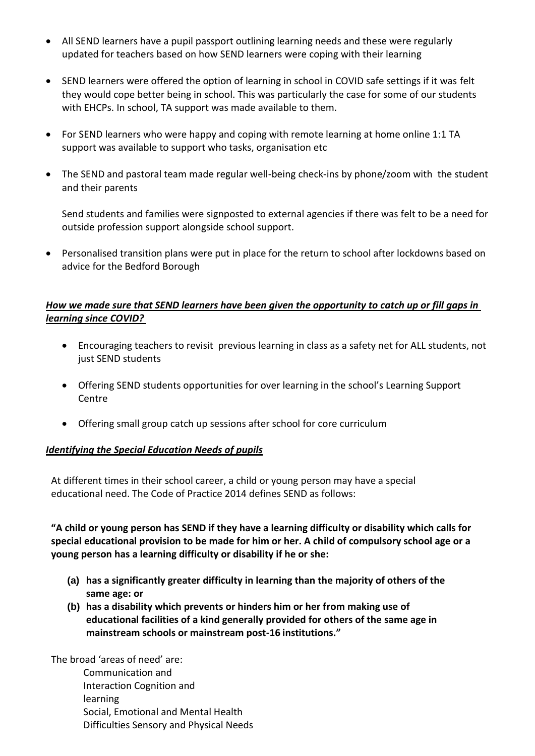- All SEND learners have a pupil passport outlining learning needs and these were regularly updated for teachers based on how SEND learners were coping with their learning

- SEND learners were offered the option of learning in school in COVID safe settings if it was felt they would cope better being in school. This was particularly the case for some of our students with EHCPs. In school, TA support was made available to them.

- For SEND learners who were happy and coping with remote learning at home online 1:1 TA support was available to support who tasks, organisation etc

- The SEND and pastoral team made regular well-being check-ins by phone/zoom with the student and their parents

  Send students and families were signposted to external agencies if there was felt to be a need for outside profession support alongside school support.

- Personalised transition plans were put in place for the return to school after lockdowns based on advice for the Bedford Borough

***<u>How we made sure that SEND learners have been given the opportunity to catch up or fill gaps in learning since COVID?</u>***

- Encouraging teachers to revisit previous learning in class as a safety net for ALL students, not just SEND students

- Offering SEND students opportunities for over learning in the school's Learning Support Centre

- Offering small group catch up sessions after school for core curriculum

***<u>Identifying the Special Education Needs of pupils</u>***

At different times in their school career, a child or young person may have a special educational need. The Code of Practice 2014 defines SEND as follows:

**"A child or young person has SEND if they have a learning difficulty or disability which calls for special educational provision to be made for him or her. A child of compulsory school age or a young person has a learning difficulty or disability if he or she:**

**(a) has a significantly greater difficulty in learning than the majority of others of the same age: or**

**(b) has a disability which prevents or hinders him or her from making use of educational facilities of a kind generally provided for others of the same age in mainstream schools or mainstream post-16 institutions."**

The broad 'areas of need' are:

Communication and
Interaction Cognition and
learning
Social, Emotional and Mental Health
Difficulties Sensory and Physical Needs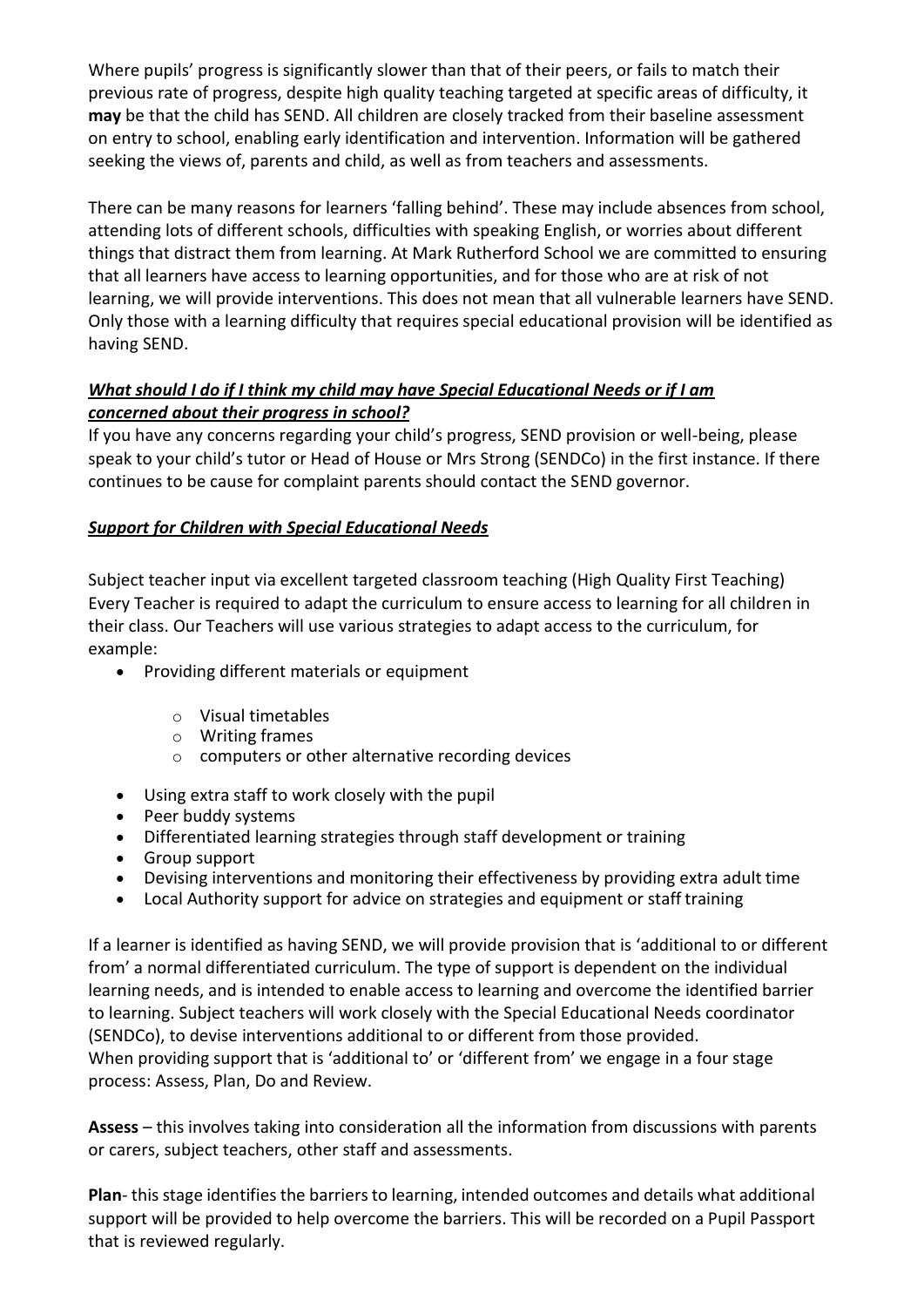Where pupils' progress is significantly slower than that of their peers, or fails to match their previous rate of progress, despite high quality teaching targeted at specific areas of difficulty, it **may** be that the child has SEND. All children are closely tracked from their baseline assessment on entry to school, enabling early identification and intervention. Information will be gathered seeking the views of, parents and child, as well as from teachers and assessments.

There can be many reasons for learners 'falling behind'. These may include absences from school, attending lots of different schools, difficulties with speaking English, or worries about different things that distract them from learning. At Mark Rutherford School we are committed to ensuring that all learners have access to learning opportunities, and for those who are at risk of not learning, we will provide interventions. This does not mean that all vulnerable learners have SEND. Only those with a learning difficulty that requires special educational provision will be identified as having SEND.

***What should I do if I think my child may have Special Educational Needs or if I am concerned about their progress in school?***

If you have any concerns regarding your child's progress, SEND provision or well-being, please speak to your child's tutor or Head of House or Mrs Strong (SENDCo) in the first instance. If there continues to be cause for complaint parents should contact the SEND governor.

***Support for Children with Special Educational Needs***

Subject teacher input via excellent targeted classroom teaching (High Quality First Teaching) Every Teacher is required to adapt the curriculum to ensure access to learning for all children in their class. Our Teachers will use various strategies to adapt access to the curriculum, for example:

- Providing different materials or equipment
  - Visual timetables
  - Writing frames
  - computers or other alternative recording devices
- Using extra staff to work closely with the pupil
- Peer buddy systems
- Differentiated learning strategies through staff development or training
- Group support
- Devising interventions and monitoring their effectiveness by providing extra adult time
- Local Authority support for advice on strategies and equipment or staff training

If a learner is identified as having SEND, we will provide provision that is 'additional to or different from' a normal differentiated curriculum. The type of support is dependent on the individual learning needs, and is intended to enable access to learning and overcome the identified barrier to learning. Subject teachers will work closely with the Special Educational Needs coordinator (SENDCo), to devise interventions additional to or different from those provided.
When providing support that is 'additional to' or 'different from' we engage in a four stage process: Assess, Plan, Do and Review.

**Assess** – this involves taking into consideration all the information from discussions with parents or carers, subject teachers, other staff and assessments.

**Plan**- this stage identifies the barriers to learning, intended outcomes and details what additional support will be provided to help overcome the barriers. This will be recorded on a Pupil Passport that is reviewed regularly.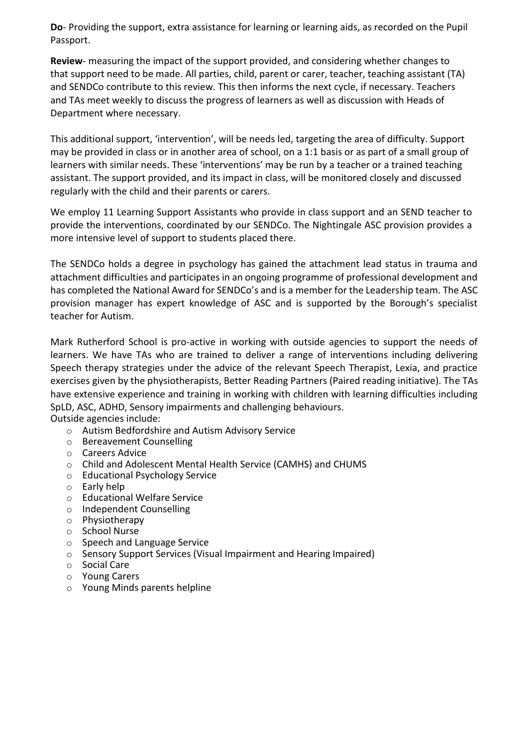**Do**- Providing the support, extra assistance for learning or learning aids, as recorded on the Pupil Passport.

**Review**- measuring the impact of the support provided, and considering whether changes to that support need to be made. All parties, child, parent or carer, teacher, teaching assistant (TA) and SENDCo contribute to this review. This then informs the next cycle, if necessary. Teachers and TAs meet weekly to discuss the progress of learners as well as discussion with Heads of Department where necessary.

This additional support, 'intervention', will be needs led, targeting the area of difficulty. Support may be provided in class or in another area of school, on a 1:1 basis or as part of a small group of learners with similar needs. These 'interventions' may be run by a teacher or a trained teaching assistant. The support provided, and its impact in class, will be monitored closely and discussed regularly with the child and their parents or carers.

We employ 11 Learning Support Assistants who provide in class support and an SEND teacher to provide the interventions, coordinated by our SENDCo. The Nightingale ASC provision provides a more intensive level of support to students placed there.

The SENDCo holds a degree in psychology has gained the attachment lead status in trauma and attachment difficulties and participates in an ongoing programme of professional development and has completed the National Award for SENDCo's and is a member for the Leadership team. The ASC provision manager has expert knowledge of ASC and is supported by the Borough's specialist teacher for Autism.

Mark Rutherford School is pro-active in working with outside agencies to support the needs of learners. We have TAs who are trained to deliver a range of interventions including delivering Speech therapy strategies under the advice of the relevant Speech Therapist, Lexia, and practice exercises given by the physiotherapists, Better Reading Partners (Paired reading initiative). The TAs have extensive experience and training in working with children with learning difficulties including SpLD, ASC, ADHD, Sensory impairments and challenging behaviours.
Outside agencies include:

- Autism Bedfordshire and Autism Advisory Service
- Bereavement Counselling
- Careers Advice
- Child and Adolescent Mental Health Service (CAMHS) and CHUMS
- Educational Psychology Service
- Early help
- Educational Welfare Service
- Independent Counselling
- Physiotherapy
- School Nurse
- Speech and Language Service
- Sensory Support Services (Visual Impairment and Hearing Impaired)
- Social Care
- Young Carers
- Young Minds parents helpline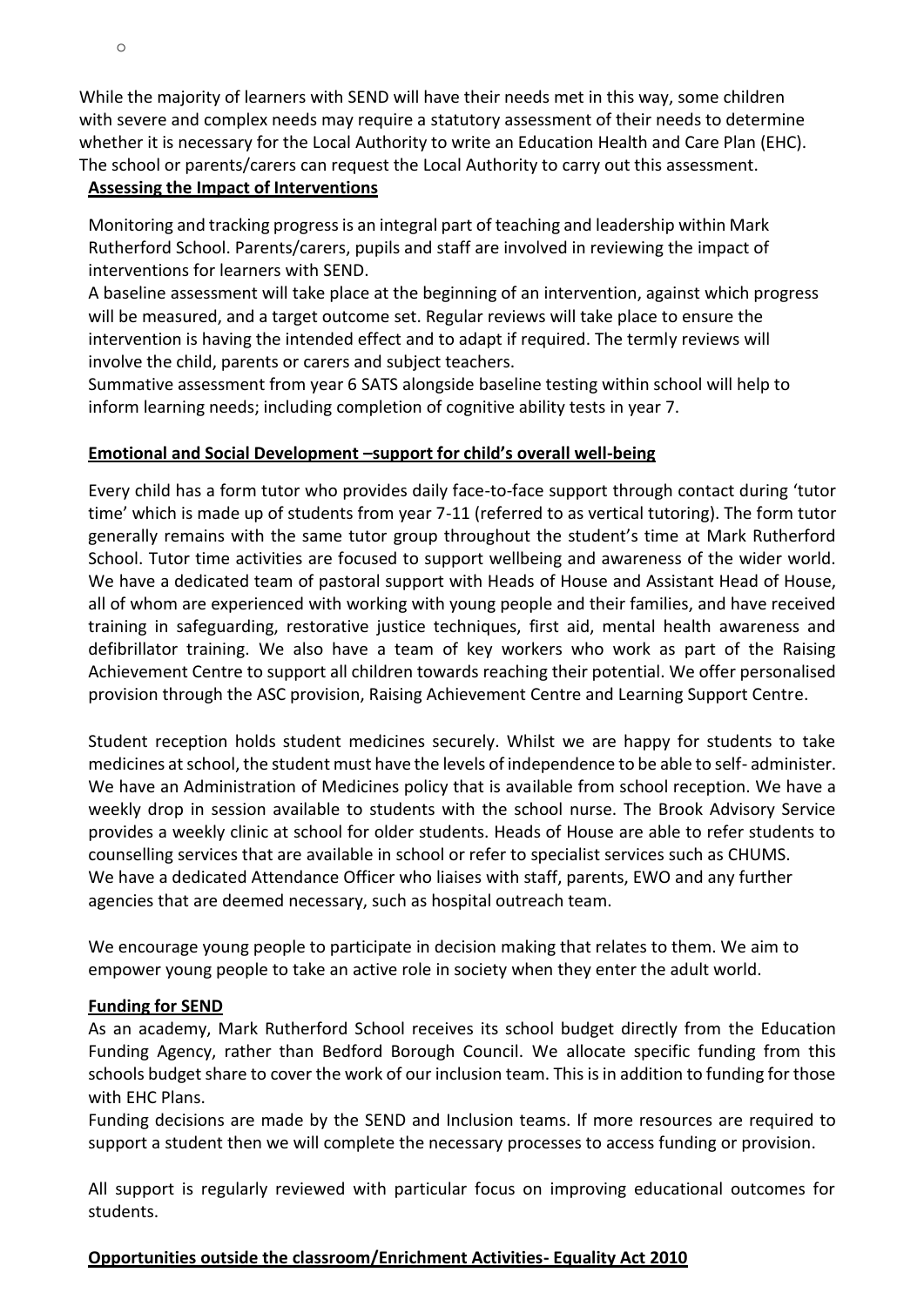o

While the majority of learners with SEND will have their needs met in this way, some children with severe and complex needs may require a statutory assessment of their needs to determine whether it is necessary for the Local Authority to write an Education Health and Care Plan (EHC). The school or parents/carers can request the Local Authority to carry out this assessment.

**Assessing the Impact of Interventions**

Monitoring and tracking progress is an integral part of teaching and leadership within Mark Rutherford School. Parents/carers, pupils and staff are involved in reviewing the impact of interventions for learners with SEND.

A baseline assessment will take place at the beginning of an intervention, against which progress will be measured, and a target outcome set. Regular reviews will take place to ensure the intervention is having the intended effect and to adapt if required. The termly reviews will involve the child, parents or carers and subject teachers.

Summative assessment from year 6 SATS alongside baseline testing within school will help to inform learning needs; including completion of cognitive ability tests in year 7.

**Emotional and Social Development –support for child's overall well-being**

Every child has a form tutor who provides daily face-to-face support through contact during 'tutor time' which is made up of students from year 7-11 (referred to as vertical tutoring). The form tutor generally remains with the same tutor group throughout the student's time at Mark Rutherford School. Tutor time activities are focused to support wellbeing and awareness of the wider world. We have a dedicated team of pastoral support with Heads of House and Assistant Head of House, all of whom are experienced with working with young people and their families, and have received training in safeguarding, restorative justice techniques, first aid, mental health awareness and defibrillator training. We also have a team of key workers who work as part of the Raising Achievement Centre to support all children towards reaching their potential. We offer personalised provision through the ASC provision, Raising Achievement Centre and Learning Support Centre.

Student reception holds student medicines securely. Whilst we are happy for students to take medicines at school, the student must have the levels of independence to be able to self- administer. We have an Administration of Medicines policy that is available from school reception. We have a weekly drop in session available to students with the school nurse. The Brook Advisory Service provides a weekly clinic at school for older students. Heads of House are able to refer students to counselling services that are available in school or refer to specialist services such as CHUMS.
We have a dedicated Attendance Officer who liaises with staff, parents, EWO and any further agencies that are deemed necessary, such as hospital outreach team.

We encourage young people to participate in decision making that relates to them. We aim to empower young people to take an active role in society when they enter the adult world.

**Funding for SEND**

As an academy, Mark Rutherford School receives its school budget directly from the Education Funding Agency, rather than Bedford Borough Council. We allocate specific funding from this schools budget share to cover the work of our inclusion team. This is in addition to funding for those with EHC Plans.

Funding decisions are made by the SEND and Inclusion teams. If more resources are required to support a student then we will complete the necessary processes to access funding or provision.

All support is regularly reviewed with particular focus on improving educational outcomes for students.

**Opportunities outside the classroom/Enrichment Activities- Equality Act 2010**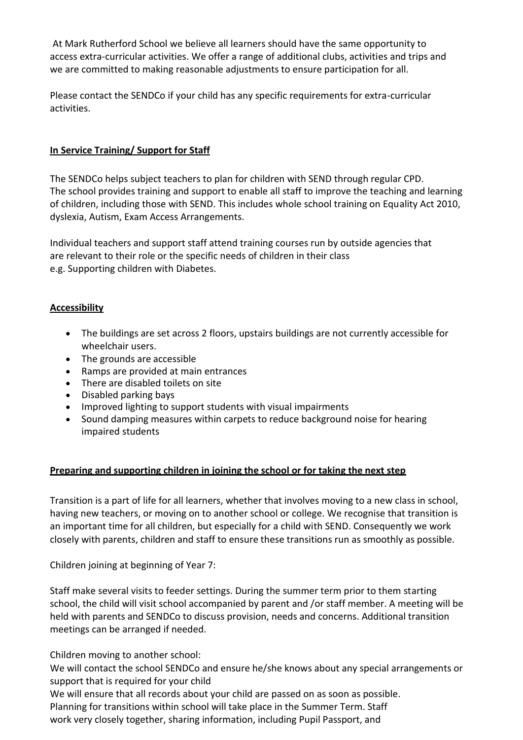At Mark Rutherford School we believe all learners should have the same opportunity to access extra-curricular activities. We offer a range of additional clubs, activities and trips and we are committed to making reasonable adjustments to ensure participation for all.

Please contact the SENDCo if your child has any specific requirements for extra-curricular activities.

## In Service Training/ Support for Staff

The SENDCo helps subject teachers to plan for children with SEND through regular CPD. The school provides training and support to enable all staff to improve the teaching and learning of children, including those with SEND. This includes whole school training on Equality Act 2010, dyslexia, Autism, Exam Access Arrangements.

Individual teachers and support staff attend training courses run by outside agencies that are relevant to their role or the specific needs of children in their class e.g. Supporting children with Diabetes.

## Accessibility

- The buildings are set across 2 floors, upstairs buildings are not currently accessible for wheelchair users.
- The grounds are accessible
- Ramps are provided at main entrances
- There are disabled toilets on site
- Disabled parking bays
- Improved lighting to support students with visual impairments
- Sound damping measures within carpets to reduce background noise for hearing impaired students

## Preparing and supporting children in joining the school or for taking the next step

Transition is a part of life for all learners, whether that involves moving to a new class in school, having new teachers, or moving on to another school or college. We recognise that transition is an important time for all children, but especially for a child with SEND. Consequently we work closely with parents, children and staff to ensure these transitions run as smoothly as possible.

Children joining at beginning of Year 7:

Staff make several visits to feeder settings. During the summer term prior to them starting school, the child will visit school accompanied by parent and /or staff member. A meeting will be held with parents and SENDCo to discuss provision, needs and concerns. Additional transition meetings can be arranged if needed.

Children moving to another school:
We will contact the school SENDCo and ensure he/she knows about any special arrangements or support that is required for your child
We will ensure that all records about your child are passed on as soon as possible.
Planning for transitions within school will take place in the Summer Term. Staff work very closely together, sharing information, including Pupil Passport, and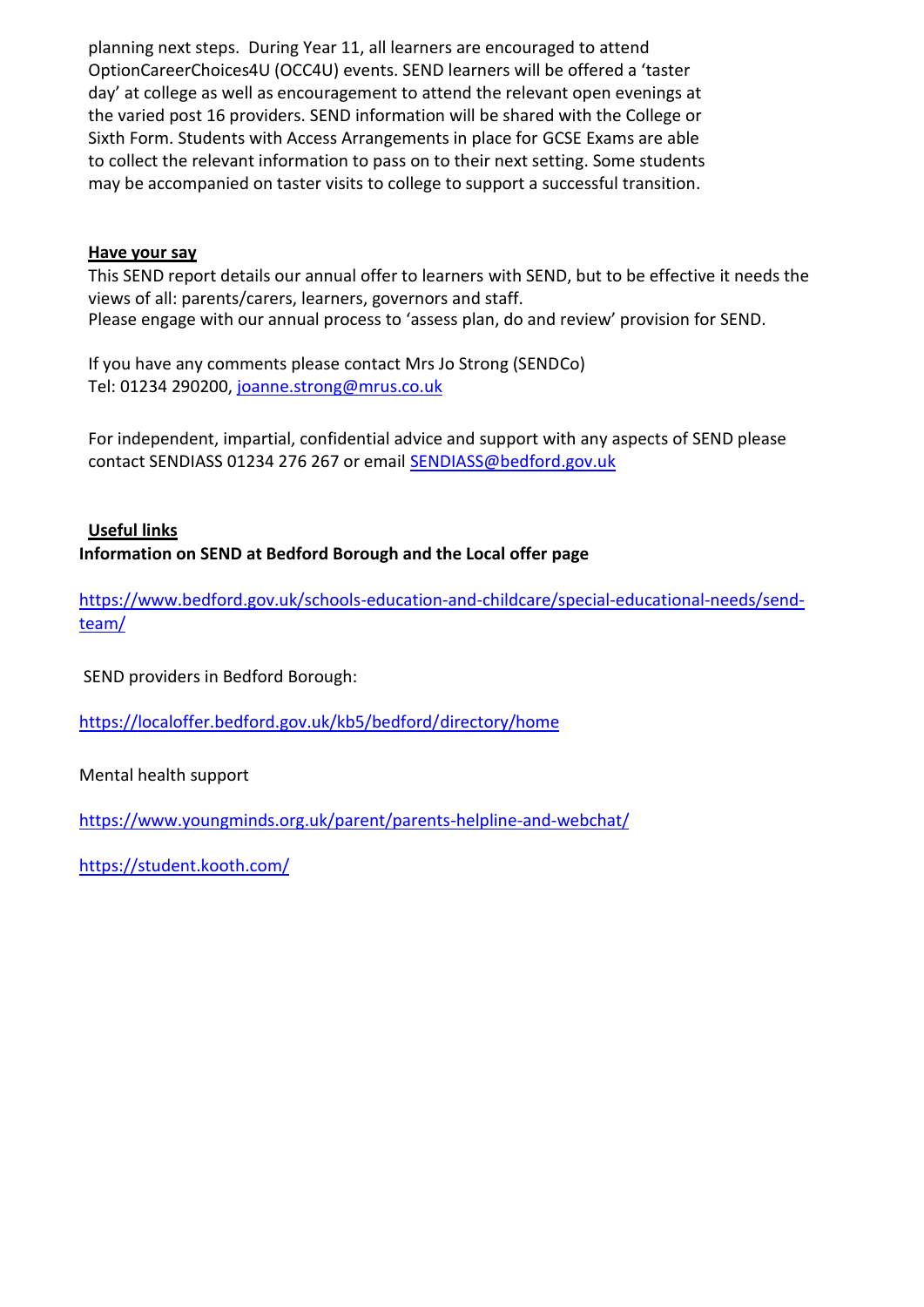planning next steps. During Year 11, all learners are encouraged to attend OptionCareerChoices4U (OCC4U) events. SEND learners will be offered a 'taster day' at college as well as encouragement to attend the relevant open evenings at the varied post 16 providers. SEND information will be shared with the College or Sixth Form. Students with Access Arrangements in place for GCSE Exams are able to collect the relevant information to pass on to their next setting. Some students may be accompanied on taster visits to college to support a successful transition.

**Have your say**

This SEND report details our annual offer to learners with SEND, but to be effective it needs the views of all: parents/carers, learners, governors and staff.
Please engage with our annual process to 'assess plan, do and review' provision for SEND.

If you have any comments please contact Mrs Jo Strong (SENDCo)
Tel: 01234 290200, [joanne.strong@mrus.co.uk](mailto:joanne.strong@mrus.co.uk)

For independent, impartial, confidential advice and support with any aspects of SEND please contact SENDIASS 01234 276 267 or email [SENDIASS@bedford.gov.uk](mailto:SENDIASS@bedford.gov.uk)

**Useful links**

**Information on SEND at Bedford Borough and the Local offer page**

https://www.bedford.gov.uk/schools-education-and-childcare/special-educational-needs/send-team/

SEND providers in Bedford Borough:

https://localoffer.bedford.gov.uk/kb5/bedford/directory/home

Mental health support

https://www.youngminds.org.uk/parent/parents-helpline-and-webchat/

https://student.kooth.com/